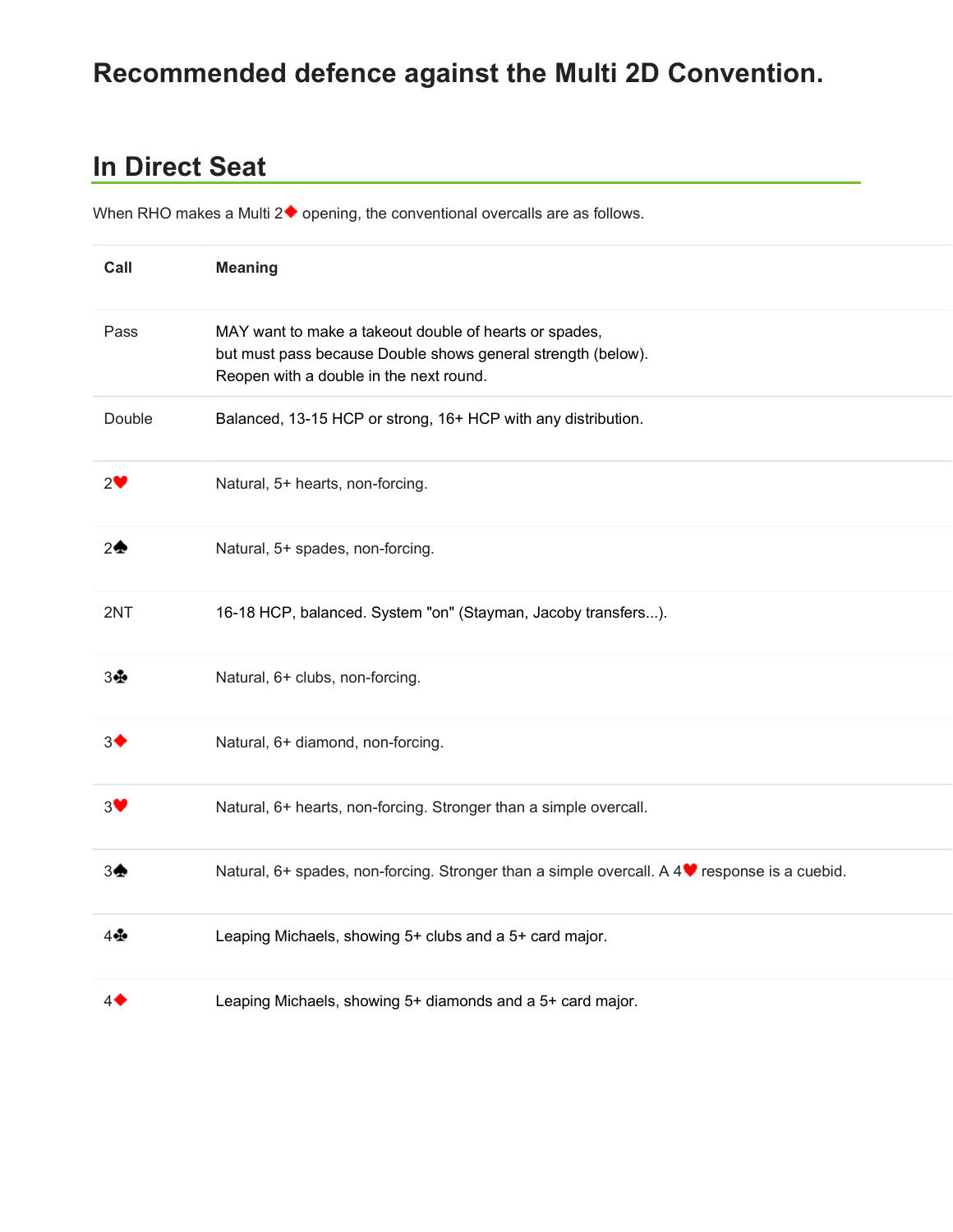# Recommended defence against the Multi 2D Convention.

## In Direct Seat

When RHO makes a Multi 2♦ opening, the conventional overcalls are as follows.

| Call | Meaning |
| --- | --- |
| Pass | MAY want to make a takeout double of hearts or spades,<br>but must pass because Double shows general strength (below).<br>Reopen with a double in the next round. |
| Double | Balanced, 13-15 HCP or strong, 16+ HCP with any distribution. |
| 2♥ | Natural, 5+ hearts, non-forcing. |
| 2♠ | Natural, 5+ spades, non-forcing. |
| 2NT | 16-18 HCP, balanced. System "on" (Stayman, Jacoby transfers...). |
| 3♣ | Natural, 6+ clubs, non-forcing. |
| 3♦ | Natural, 6+ diamond, non-forcing. |
| 3♥ | Natural, 6+ hearts, non-forcing. Stronger than a simple overcall. |
| 3♠ | Natural, 6+ spades, non-forcing. Stronger than a simple overcall. A 4♥ response is a cuebid. |
| 4♣ | Leaping Michaels, showing 5+ clubs and a 5+ card major. |
| 4♦ | Leaping Michaels, showing 5+ diamonds and a 5+ card major. |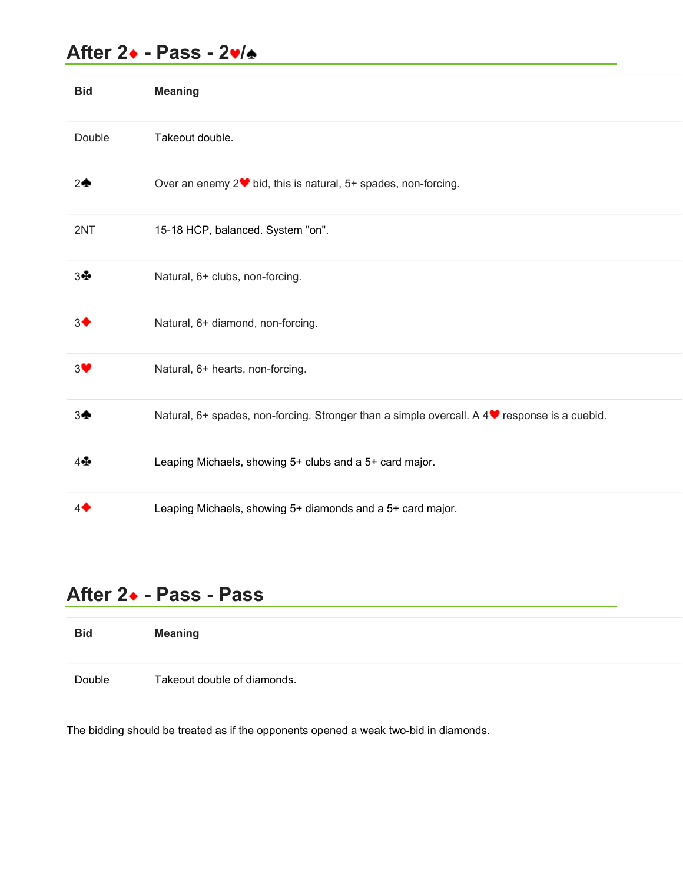## After 2♦ - Pass - 2♥/♠

| Bid | Meaning |
|---|---|
| Double | Takeout double. |
| 2♠ | Over an enemy 2♥ bid, this is natural, 5+ spades, non-forcing. |
| 2NT | 15-18 HCP, balanced. System "on". |
| 3♣ | Natural, 6+ clubs, non-forcing. |
| 3♦ | Natural, 6+ diamond, non-forcing. |
| 3♥ | Natural, 6+ hearts, non-forcing. |
| 3♠ | Natural, 6+ spades, non-forcing. Stronger than a simple overcall. A 4♥ response is a cuebid. |
| 4♣ | Leaping Michaels, showing 5+ clubs and a 5+ card major. |
| 4♦ | Leaping Michaels, showing 5+ diamonds and a 5+ card major. |

## After 2♦ - Pass - Pass

| Bid | Meaning |
|---|---|
| Double | Takeout double of diamonds. |

The bidding should be treated as if the opponents opened a weak two-bid in diamonds.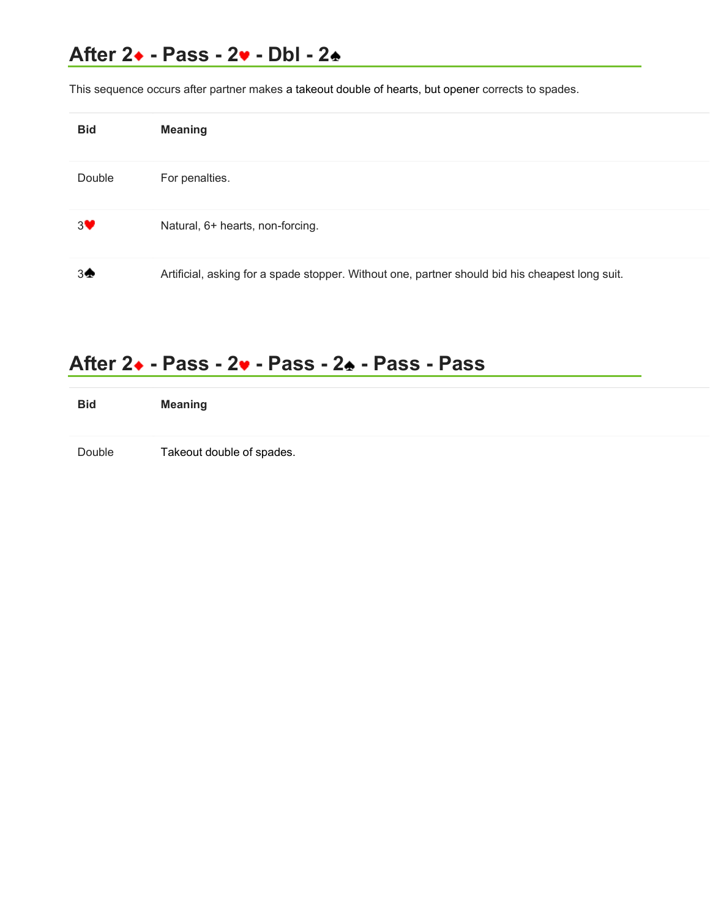## After 2♦ - Pass - 2♥ - Dbl - 2♠

This sequence occurs after partner makes a takeout double of hearts, but opener corrects to spades.

| Bid | Meaning |
|---|---|
| Double | For penalties. |
| 3♥ | Natural, 6+ hearts, non-forcing. |
| 3♠ | Artificial, asking for a spade stopper. Without one, partner should bid his cheapest long suit. |

## After 2♦ - Pass - 2♥ - Pass - 2♠ - Pass - Pass

| Bid | Meaning |
|---|---|
| Double | Takeout double of spades. |